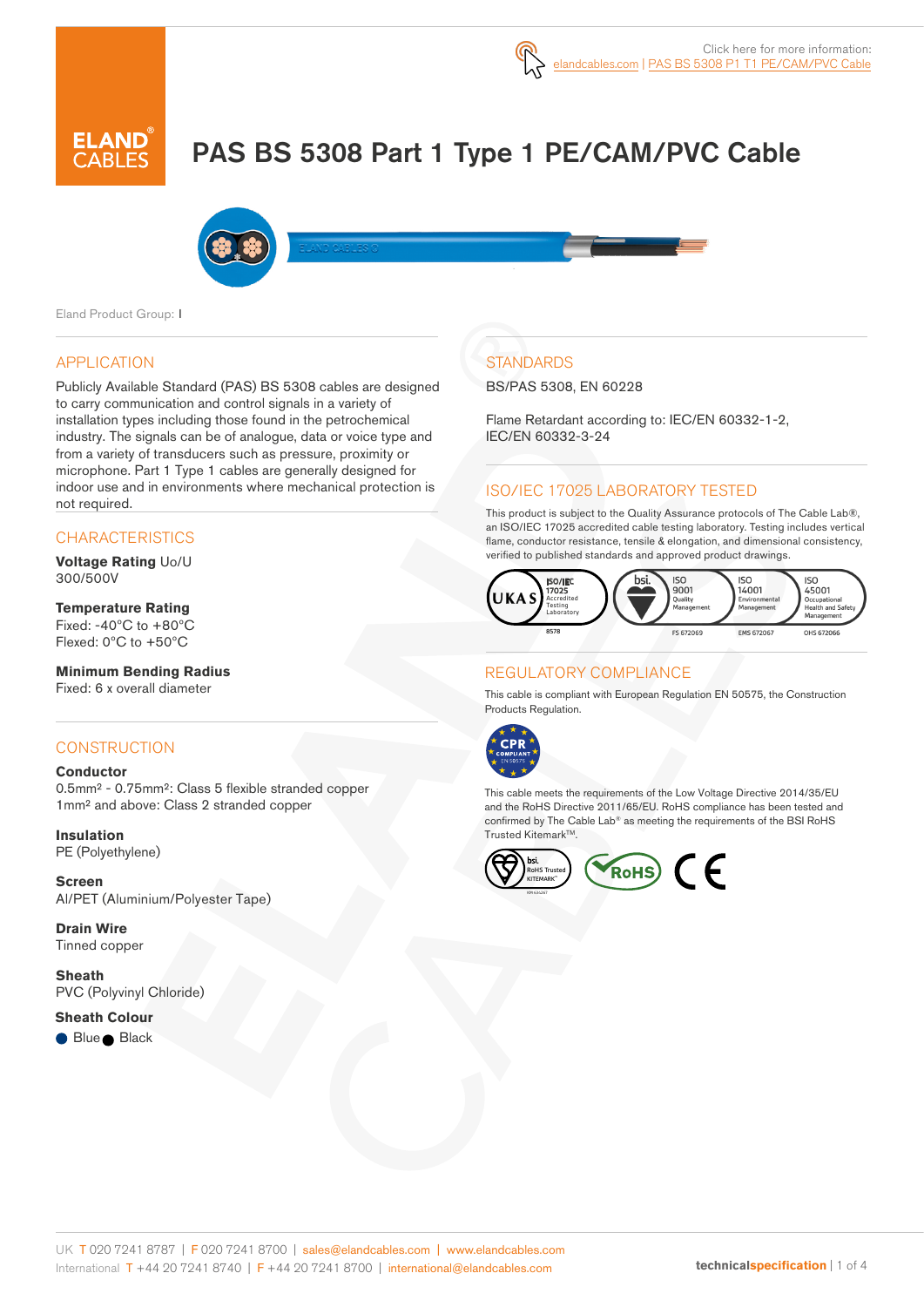Click here for more information: elandcables.com | PAS BS 5308 P1 T1 PE/CAM/PVC Cable

# PAS BS 5308 Part 1 Type 1 PE/CAM/PVC Cable

Eland Product Group: I

## APPLICATION

Publicly Available Standard (PAS) BS 5308 cables are designed to carry communication and control signals in a variety of installation types including those found in the petrochemical industry. The signals can be of analogue, data or voice type and from a variety of transducers such as pressure, proximity or microphone. Part 1 Type 1 cables are generally designed for indoor use and in environments where mechanical protection is not required.

## CHARACTERISTICS

**Voltage Rating** Uo/U
300/500V

**Temperature Rating**
Fixed: -40°C to +80°C
Flexed: 0°C to +50°C

**Minimum Bending Radius**
Fixed: 6 x overall diameter

## CONSTRUCTION

**Conductor**
0.5mm² - 0.75mm²: Class 5 flexible stranded copper
1mm² and above: Class 2 stranded copper

**Insulation**
PE (Polyethylene)

**Screen**
Al/PET (Aluminium/Polyester Tape)

**Drain Wire**
Tinned copper

**Sheath**
PVC (Polyvinyl Chloride)

**Sheath Colour**
● Blue ● Black

## STANDARDS

BS/PAS 5308, EN 60228

Flame Retardant according to: IEC/EN 60332-1-2, IEC/EN 60332-3-24

## ISO/IEC 17025 LABORATORY TESTED

This product is subject to the Quality Assurance protocols of The Cable Lab®, an ISO/IEC 17025 accredited cable testing laboratory. Testing includes vertical flame, conductor resistance, tensile & elongation, and dimensional consistency, verified to published standards and approved product drawings.

UKAS ISO/IEC 17025 Accredited Testing Laboratory 8578 | bsi. ISO 9001 Quality Management FS 672069 | ISO 14001 Environmental Management EMS 672067 | ISO 45001 Occupational Health and Safety Management OHS 672066

## REGULATORY COMPLIANCE

This cable is compliant with European Regulation EN 50575, the Construction Products Regulation.

CPR COMPLIANT EN 50575

This cable meets the requirements of the Low Voltage Directive 2014/35/EU and the RoHS Directive 2011/65/EU. RoHS compliance has been tested and confirmed by The Cable Lab® as meeting the requirements of the BSI RoHS Trusted Kitemark™.

bsi. RoHS Trusted KITEMARK™ | RoHS | CE

UK T 020 7241 8787 | F 020 7241 8700 | sales@elandcables.com | www.elandcables.com
International T +44 20 7241 8740 | F +44 20 7241 8700 | international@elandcables.com

technicalspecification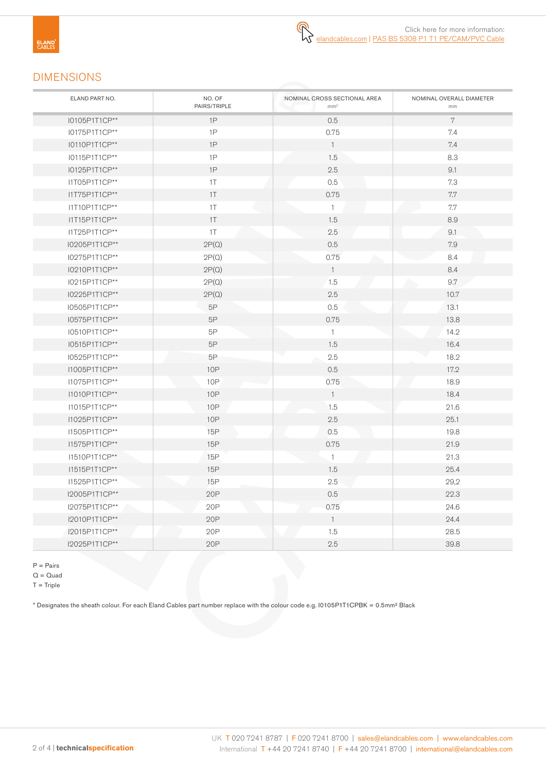Click here for more information: elandcables.com | PAS BS 5308 P1 T1 PE/CAM/PVC Cable

## DIMENSIONS

| ELAND PART NO. | NO. OF PAIRS/TRIPLE | NOMINAL CROSS SECTIONAL AREA mm² | NOMINAL OVERALL DIAMETER mm |
|---|---|---|---|
| I0105P1T1CP** | 1P | 0.5 | 7 |
| I0175P1T1CP** | 1P | 0.75 | 7.4 |
| I0110P1T1CP** | 1P | 1 | 7.4 |
| I0115P1T1CP** | 1P | 1.5 | 8.3 |
| I0125P1T1CP** | 1P | 2.5 | 9.1 |
| I1T05P1T1CP** | 1T | 0.5 | 7.3 |
| I1T75P1T1CP** | 1T | 0.75 | 7.7 |
| I1T10P1T1CP** | 1T | 1 | 7.7 |
| I1T15P1T1CP** | 1T | 1.5 | 8.9 |
| I1T25P1T1CP** | 1T | 2.5 | 9.1 |
| I0205P1T1CP** | 2P(Q) | 0.5 | 7.9 |
| I0275P1T1CP** | 2P(Q) | 0.75 | 8.4 |
| I0210P1T1CP** | 2P(Q) | 1 | 8.4 |
| I0215P1T1CP** | 2P(Q) | 1.5 | 9.7 |
| I0225P1T1CP** | 2P(Q) | 2.5 | 10.7 |
| I0505P1T1CP** | 5P | 0.5 | 13.1 |
| I0575P1T1CP** | 5P | 0.75 | 13.8 |
| I0510P1T1CP** | 5P | 1 | 14.2 |
| I0515P1T1CP** | 5P | 1.5 | 16.4 |
| I0525P1T1CP** | 5P | 2.5 | 18.2 |
| I1005P1T1CP** | 10P | 0.5 | 17.2 |
| I1075P1T1CP** | 10P | 0.75 | 18.9 |
| I1010P1T1CP** | 10P | 1 | 18.4 |
| I1015P1T1CP** | 10P | 1.5 | 21.6 |
| I1025P1T1CP** | 10P | 2.5 | 25.1 |
| I1505P1T1CP** | 15P | 0.5 | 19.8 |
| I1575P1T1CP** | 15P | 0.75 | 21.9 |
| I1510P1T1CP** | 15P | 1 | 21.3 |
| I1515P1T1CP** | 15P | 1.5 | 25.4 |
| I1525P1T1CP** | 15P | 2.5 | 29,2 |
| I2005P1T1CP** | 20P | 0.5 | 22.3 |
| I2075P1T1CP** | 20P | 0.75 | 24.6 |
| I2010P1T1CP** | 20P | 1 | 24.4 |
| I2015P1T1CP** | 20P | 1.5 | 28.5 |
| I2025P1T1CP** | 20P | 2.5 | 39.8 |

P = Pairs
Q = Quad
T = Triple

* Designates the sheath colour. For each Eland Cables part number replace with the colour code e.g. I0105P1T1CPBK = 0.5mm² Black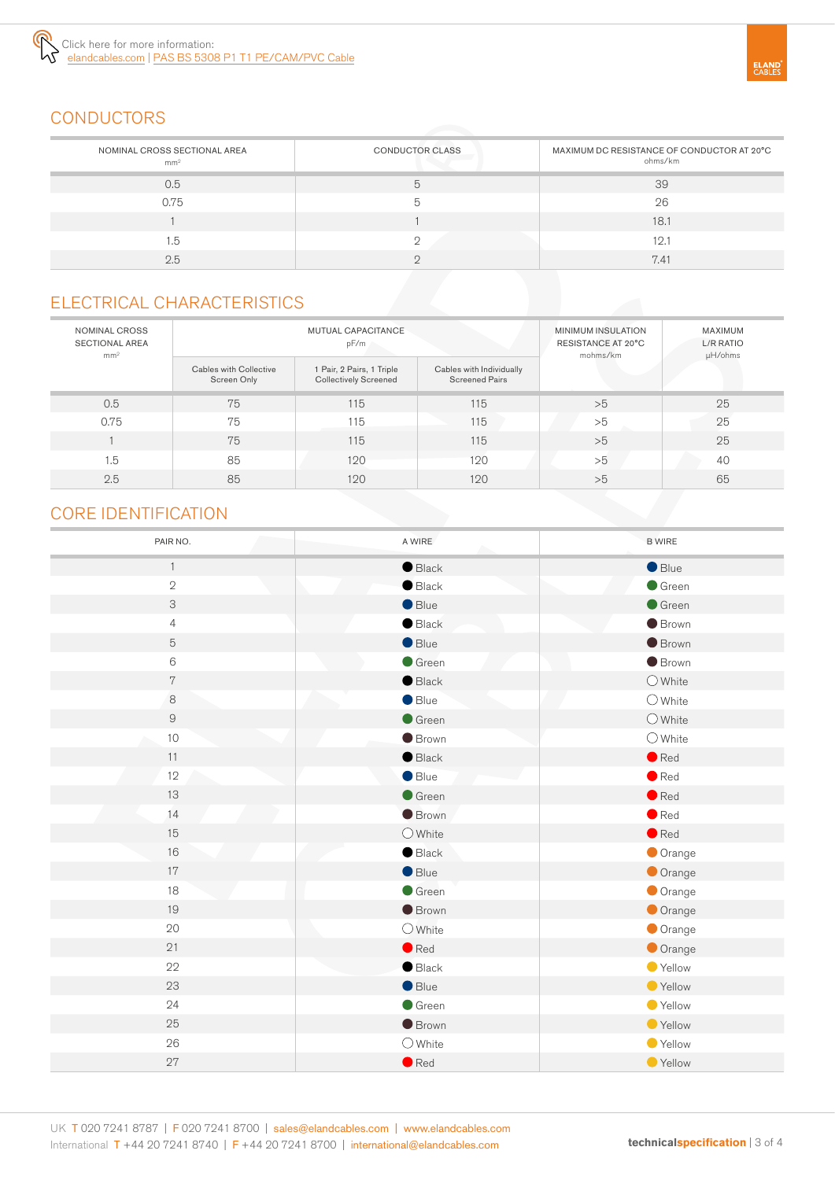Click here for more information:
elandcables.com | PAS BS 5308 P1 T1 PE/CAM/PVC Cable

## CONDUCTORS

| NOMINAL CROSS SECTIONAL AREA mm² | CONDUCTOR CLASS | MAXIMUM DC RESISTANCE OF CONDUCTOR AT 20°C ohms/km |
|---|---|---|
| 0.5 | 5 | 39 |
| 0.75 | 5 | 26 |
| 1 | 1 | 18.1 |
| 1.5 | 2 | 12.1 |
| 2.5 | 2 | 7.41 |

## ELECTRICAL CHARACTERISTICS

| NOMINAL CROSS SECTIONAL AREA mm² | MUTUAL CAPACITANCE pF/m | | | MINIMUM INSULATION RESISTANCE AT 20°C mohms/km | MAXIMUM L/R RATIO µH/ohms |
|---|---|---|---|---|---|
| | Cables with Collective Screen Only | 1 Pair, 2 Pairs, 1 Triple Collectively Screened | Cables with Individually Screened Pairs | | |
| 0.5 | 75 | 115 | 115 | >5 | 25 |
| 0.75 | 75 | 115 | 115 | >5 | 25 |
| 1 | 75 | 115 | 115 | >5 | 25 |
| 1.5 | 85 | 120 | 120 | >5 | 40 |
| 2.5 | 85 | 120 | 120 | >5 | 65 |

## CORE IDENTIFICATION

| PAIR NO. | A WIRE | B WIRE |
|---|---|---|
| 1 | Black | Blue |
| 2 | Black | Green |
| 3 | Blue | Green |
| 4 | Black | Brown |
| 5 | Blue | Brown |
| 6 | Green | Brown |
| 7 | Black | White |
| 8 | Blue | White |
| 9 | Green | White |
| 10 | Brown | White |
| 11 | Black | Red |
| 12 | Blue | Red |
| 13 | Green | Red |
| 14 | Brown | Red |
| 15 | White | Red |
| 16 | Black | Orange |
| 17 | Blue | Orange |
| 18 | Green | Orange |
| 19 | Brown | Orange |
| 20 | White | Orange |
| 21 | Red | Orange |
| 22 | Black | Yellow |
| 23 | Blue | Yellow |
| 24 | Green | Yellow |
| 25 | Brown | Yellow |
| 26 | White | Yellow |
| 27 | Red | Yellow |

UK T 020 7241 8787 | F 020 7241 8700 | sales@elandcables.com | www.elandcables.com
International T +44 20 7241 8740 | F +44 20 7241 8700 | international@elandcables.com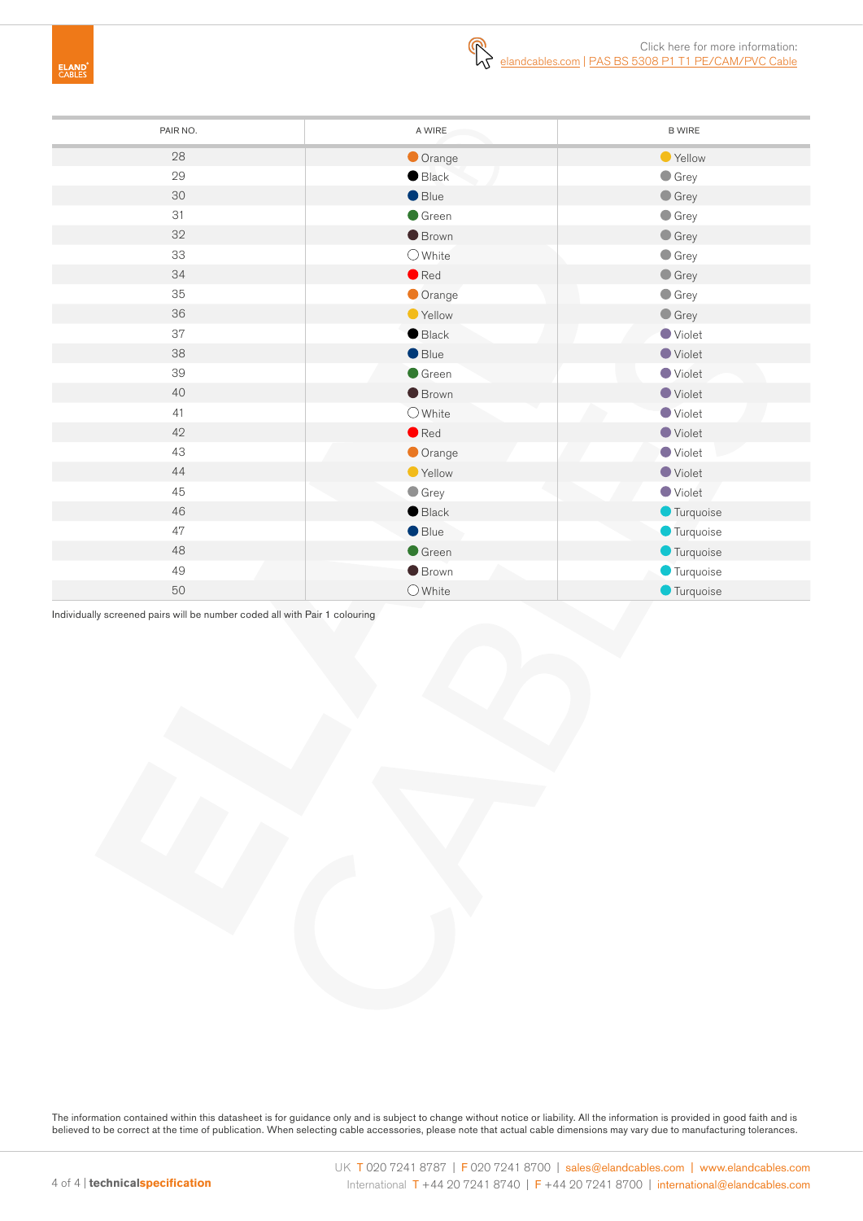Click here for more information: elandcables.com | PAS BS 5308 P1 T1 PE/CAM/PVC Cable

| PAIR NO. | A WIRE | B WIRE |
|---|---|---|
| 28 | Orange | Yellow |
| 29 | Black | Grey |
| 30 | Blue | Grey |
| 31 | Green | Grey |
| 32 | Brown | Grey |
| 33 | White | Grey |
| 34 | Red | Grey |
| 35 | Orange | Grey |
| 36 | Yellow | Grey |
| 37 | Black | Violet |
| 38 | Blue | Violet |
| 39 | Green | Violet |
| 40 | Brown | Violet |
| 41 | White | Violet |
| 42 | Red | Violet |
| 43 | Orange | Violet |
| 44 | Yellow | Violet |
| 45 | Grey | Violet |
| 46 | Black | Turquoise |
| 47 | Blue | Turquoise |
| 48 | Green | Turquoise |
| 49 | Brown | Turquoise |
| 50 | White | Turquoise |

Individually screened pairs will be number coded all with Pair 1 colouring

The information contained within this datasheet is for guidance only and is subject to change without notice or liability. All the information is provided in good faith and is believed to be correct at the time of publication. When selecting cable accessories, please note that actual cable dimensions may vary due to manufacturing tolerances.

UK T 020 7241 8787 | F 020 7241 8700 | sales@elandcables.com | www.elandcables.com
International T +44 20 7241 8740 | F +44 20 7241 8700 | international@elandcables.com